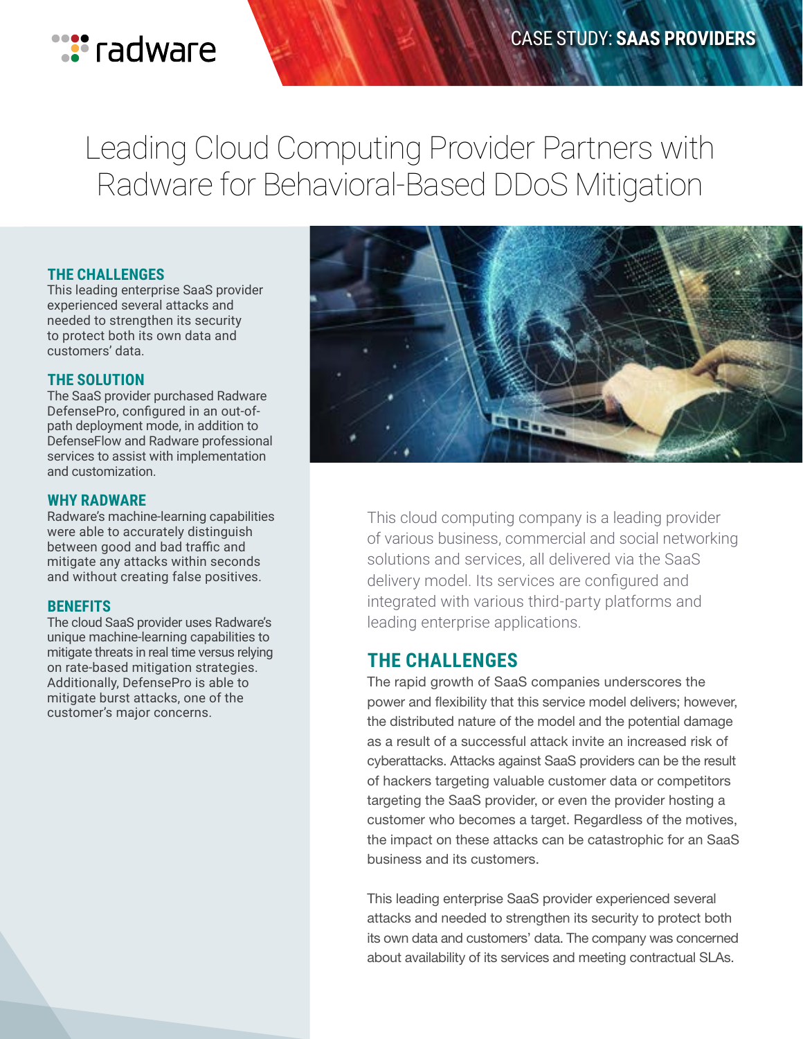CASE STUDY: **SAAS PROVIDERS**

# Leading Cloud Computing Provider Partners with Radware for Behavioral-Based DDoS Mitigation

### THE CHALLENGES

This leading enterprise SaaS provider experienced several attacks and needed to strengthen its security to protect both its own data and customers' data.

### THE SOLUTION

The SaaS provider purchased Radware DefensePro, configured in an out-of-path deployment mode, in addition to DefenseFlow and Radware professional services to assist with implementation and customization.

### WHY RADWARE

Radware's machine-learning capabilities were able to accurately distinguish between good and bad traffic and mitigate any attacks within seconds and without creating false positives.

### BENEFITS

The cloud SaaS provider uses Radware's unique machine-learning capabilities to mitigate threats in real time versus relying on rate-based mitigation strategies. Additionally, DefensePro is able to mitigate burst attacks, one of the customer's major concerns.

This cloud computing company is a leading provider of various business, commercial and social networking solutions and services, all delivered via the SaaS delivery model. Its services are configured and integrated with various third-party platforms and leading enterprise applications.

## THE CHALLENGES

The rapid growth of SaaS companies underscores the power and flexibility that this service model delivers; however, the distributed nature of the model and the potential damage as a result of a successful attack invite an increased risk of cyberattacks. Attacks against SaaS providers can be the result of hackers targeting valuable customer data or competitors targeting the SaaS provider, or even the provider hosting a customer who becomes a target. Regardless of the motives, the impact on these attacks can be catastrophic for an SaaS business and its customers.

This leading enterprise SaaS provider experienced several attacks and needed to strengthen its security to protect both its own data and customers' data. The company was concerned about availability of its services and meeting contractual SLAs.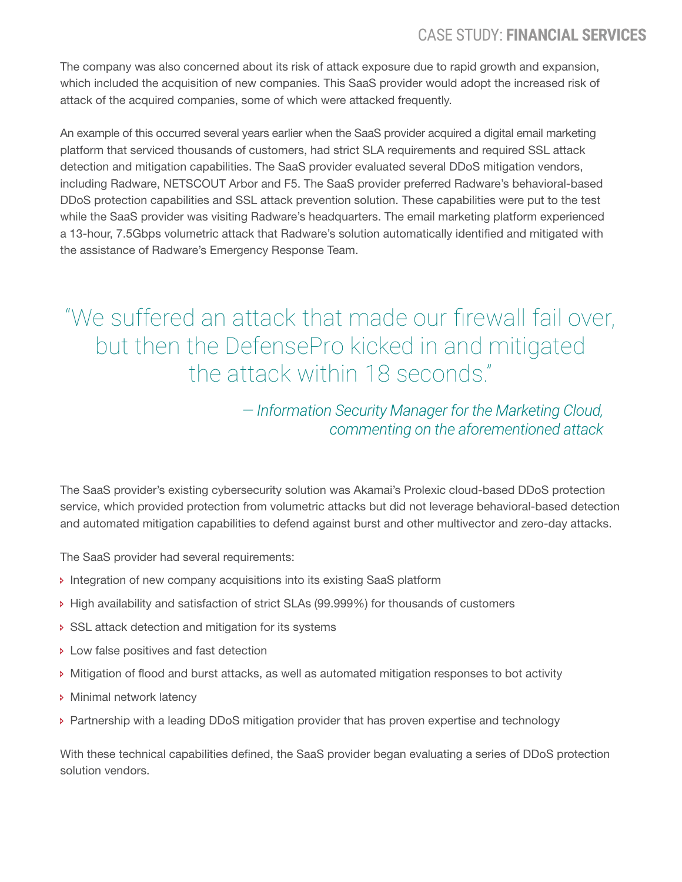The company was also concerned about its risk of attack exposure due to rapid growth and expansion, which included the acquisition of new companies. This SaaS provider would adopt the increased risk of attack of the acquired companies, some of which were attacked frequently.

An example of this occurred several years earlier when the SaaS provider acquired a digital email marketing platform that serviced thousands of customers, had strict SLA requirements and required SSL attack detection and mitigation capabilities. The SaaS provider evaluated several DDoS mitigation vendors, including Radware, NETSCOUT Arbor and F5. The SaaS provider preferred Radware's behavioral-based DDoS protection capabilities and SSL attack prevention solution. These capabilities were put to the test while the SaaS provider was visiting Radware's headquarters. The email marketing platform experienced a 13-hour, 7.5Gbps volumetric attack that Radware's solution automatically identified and mitigated with the assistance of Radware's Emergency Response Team.

> "We suffered an attack that made our firewall fail over, but then the DefensePro kicked in and mitigated the attack within 18 seconds."
>
> *— Information Security Manager for the Marketing Cloud, commenting on the aforementioned attack*

The SaaS provider's existing cybersecurity solution was Akamai's Prolexic cloud-based DDoS protection service, which provided protection from volumetric attacks but did not leverage behavioral-based detection and automated mitigation capabilities to defend against burst and other multivector and zero-day attacks.

The SaaS provider had several requirements:

- Integration of new company acquisitions into its existing SaaS platform
- High availability and satisfaction of strict SLAs (99.999%) for thousands of customers
- SSL attack detection and mitigation for its systems
- Low false positives and fast detection
- Mitigation of flood and burst attacks, as well as automated mitigation responses to bot activity
- Minimal network latency
- Partnership with a leading DDoS mitigation provider that has proven expertise and technology

With these technical capabilities defined, the SaaS provider began evaluating a series of DDoS protection solution vendors.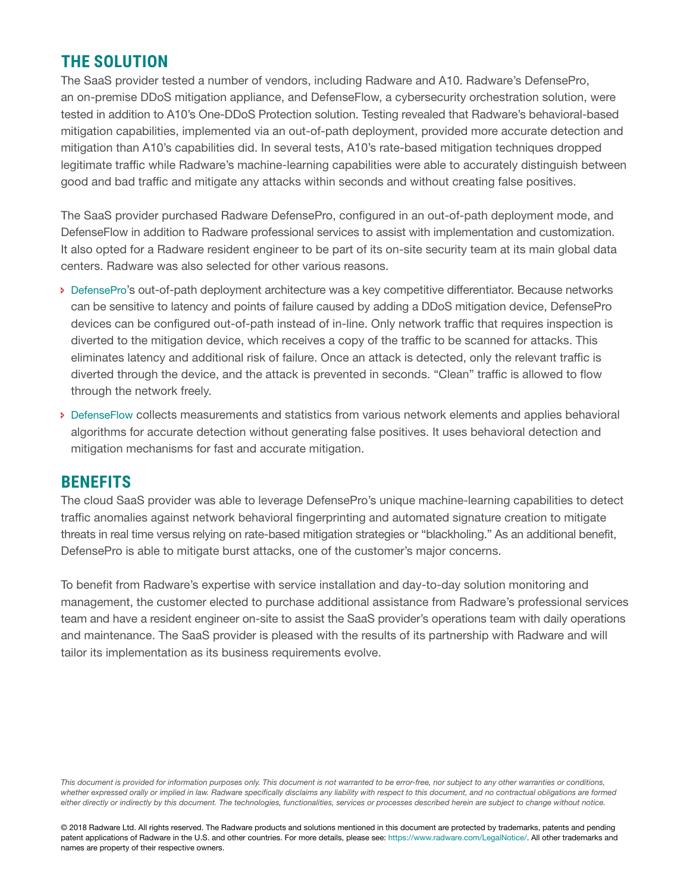## THE SOLUTION

The SaaS provider tested a number of vendors, including Radware and A10. Radware's DefensePro, an on-premise DDoS mitigation appliance, and DefenseFlow, a cybersecurity orchestration solution, were tested in addition to A10's One-DDoS Protection solution. Testing revealed that Radware's behavioral-based mitigation capabilities, implemented via an out-of-path deployment, provided more accurate detection and mitigation than A10's capabilities did. In several tests, A10's rate-based mitigation techniques dropped legitimate traffic while Radware's machine-learning capabilities were able to accurately distinguish between good and bad traffic and mitigate any attacks within seconds and without creating false positives.

The SaaS provider purchased Radware DefensePro, configured in an out-of-path deployment mode, and DefenseFlow in addition to Radware professional services to assist with implementation and customization. It also opted for a Radware resident engineer to be part of its on-site security team at its main global data centers. Radware was also selected for other various reasons.

- DefensePro's out-of-path deployment architecture was a key competitive differentiator. Because networks can be sensitive to latency and points of failure caused by adding a DDoS mitigation device, DefensePro devices can be configured out-of-path instead of in-line. Only network traffic that requires inspection is diverted to the mitigation device, which receives a copy of the traffic to be scanned for attacks. This eliminates latency and additional risk of failure. Once an attack is detected, only the relevant traffic is diverted through the device, and the attack is prevented in seconds. "Clean" traffic is allowed to flow through the network freely.
- DefenseFlow collects measurements and statistics from various network elements and applies behavioral algorithms for accurate detection without generating false positives. It uses behavioral detection and mitigation mechanisms for fast and accurate mitigation.

## BENEFITS

The cloud SaaS provider was able to leverage DefensePro's unique machine-learning capabilities to detect traffic anomalies against network behavioral fingerprinting and automated signature creation to mitigate threats in real time versus relying on rate-based mitigation strategies or "blackholing." As an additional benefit, DefensePro is able to mitigate burst attacks, one of the customer's major concerns.

To benefit from Radware's expertise with service installation and day-to-day solution monitoring and management, the customer elected to purchase additional assistance from Radware's professional services team and have a resident engineer on-site to assist the SaaS provider's operations team with daily operations and maintenance. The SaaS provider is pleased with the results of its partnership with Radware and will tailor its implementation as its business requirements evolve.

*This document is provided for information purposes only. This document is not warranted to be error-free, nor subject to any other warranties or conditions, whether expressed orally or implied in law. Radware specifically disclaims any liability with respect to this document, and no contractual obligations are formed either directly or indirectly by this document. The technologies, functionalities, services or processes described herein are subject to change without notice.*

© 2018 Radware Ltd. All rights reserved. The Radware products and solutions mentioned in this document are protected by trademarks, patents and pending patent applications of Radware in the U.S. and other countries. For more details, please see: https://www.radware.com/LegalNotice/. All other trademarks and names are property of their respective owners.